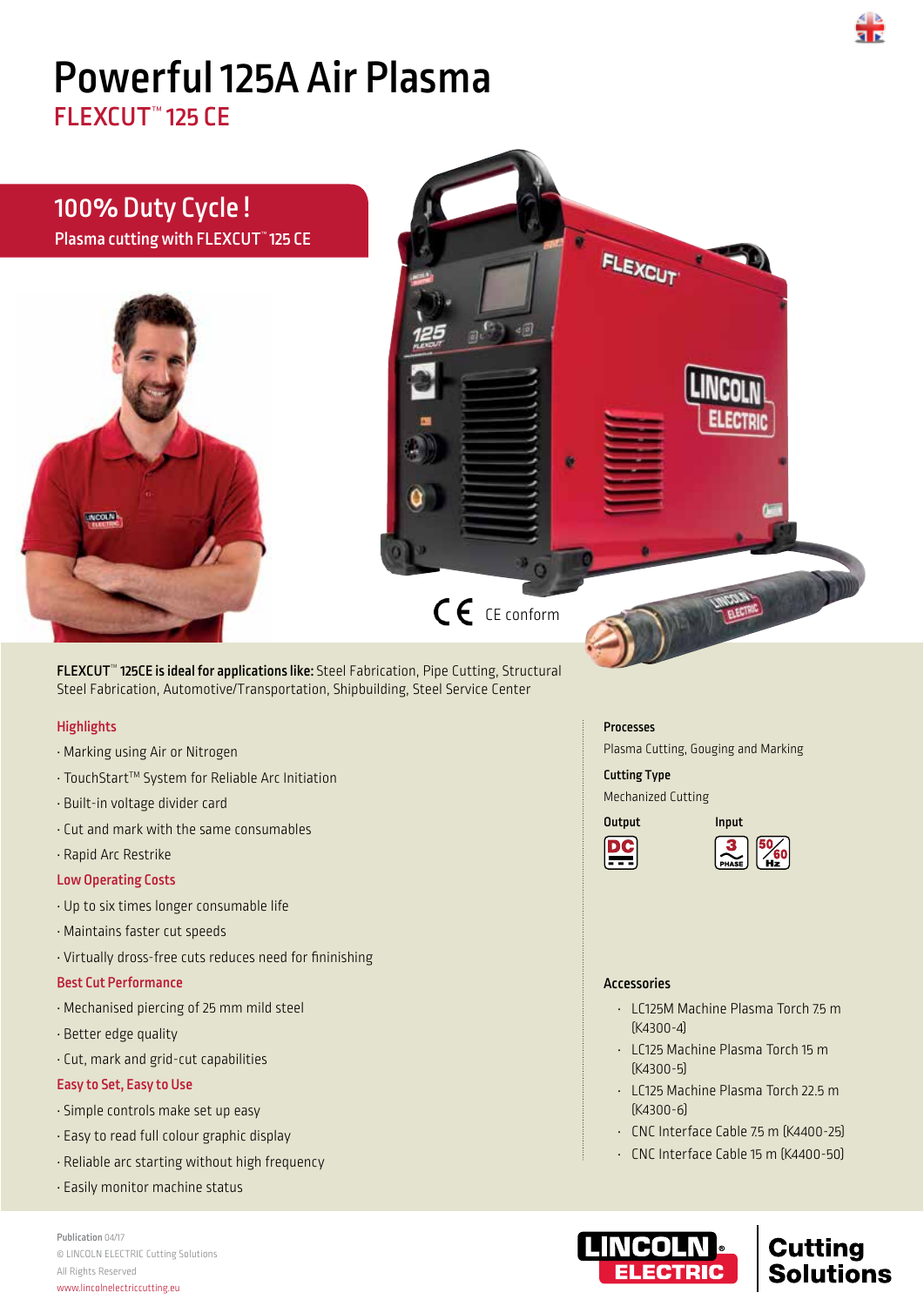# Powerful 125A Air Plasma

## FLEXCUT™ 125 CE

## 100% Duty Cycle !

Plasma cutting with FLEXCUT™ 125 CE

CE conform

**FLEXCUT™ 125CE is ideal for applications like:** Steel Fabrication, Pipe Cutting, Structural Steel Fabrication, Automotive/Transportation, Shipbuilding, Steel Service Center

### Highlights

- Marking using Air or Nitrogen
- TouchStart™ System for Reliable Arc Initiation
- Built-in voltage divider card
- Cut and mark with the same consumables
- Rapid Arc Restrike

### Low Operating Costs

- Up to six times longer consumable life
- Maintains faster cut speeds
- Virtually dross-free cuts reduces need for fininishing

### Best Cut Performance

- Mechanised piercing of 25 mm mild steel
- Better edge quality
- Cut, mark and grid-cut capabilities

### Easy to Set, Easy to Use

- Simple controls make set up easy
- Easy to read full colour graphic display
- Reliable arc starting without high frequency
- Easily monitor machine status

**Processes**

Plasma Cutting, Gouging and Marking

**Cutting Type**

Mechanized Cutting

**Output**

DC

**Input**

3 PHASE, 50/60 Hz

**Accessories**

- LC125M Machine Plasma Torch 7.5 m (K4300-4)
- LC125 Machine Plasma Torch 15 m (K4300-5)
- LC125 Machine Plasma Torch 22.5 m (K4300-6)
- CNC Interface Cable 7.5 m (K4400-25)
- CNC Interface Cable 15 m (K4400-50)

**Publication** 04/17
© LINCOLN ELECTRIC Cutting Solutions
All Rights Reserved
www.lincolnelectriccutting.eu

LINCOLN ELECTRIC | Cutting Solutions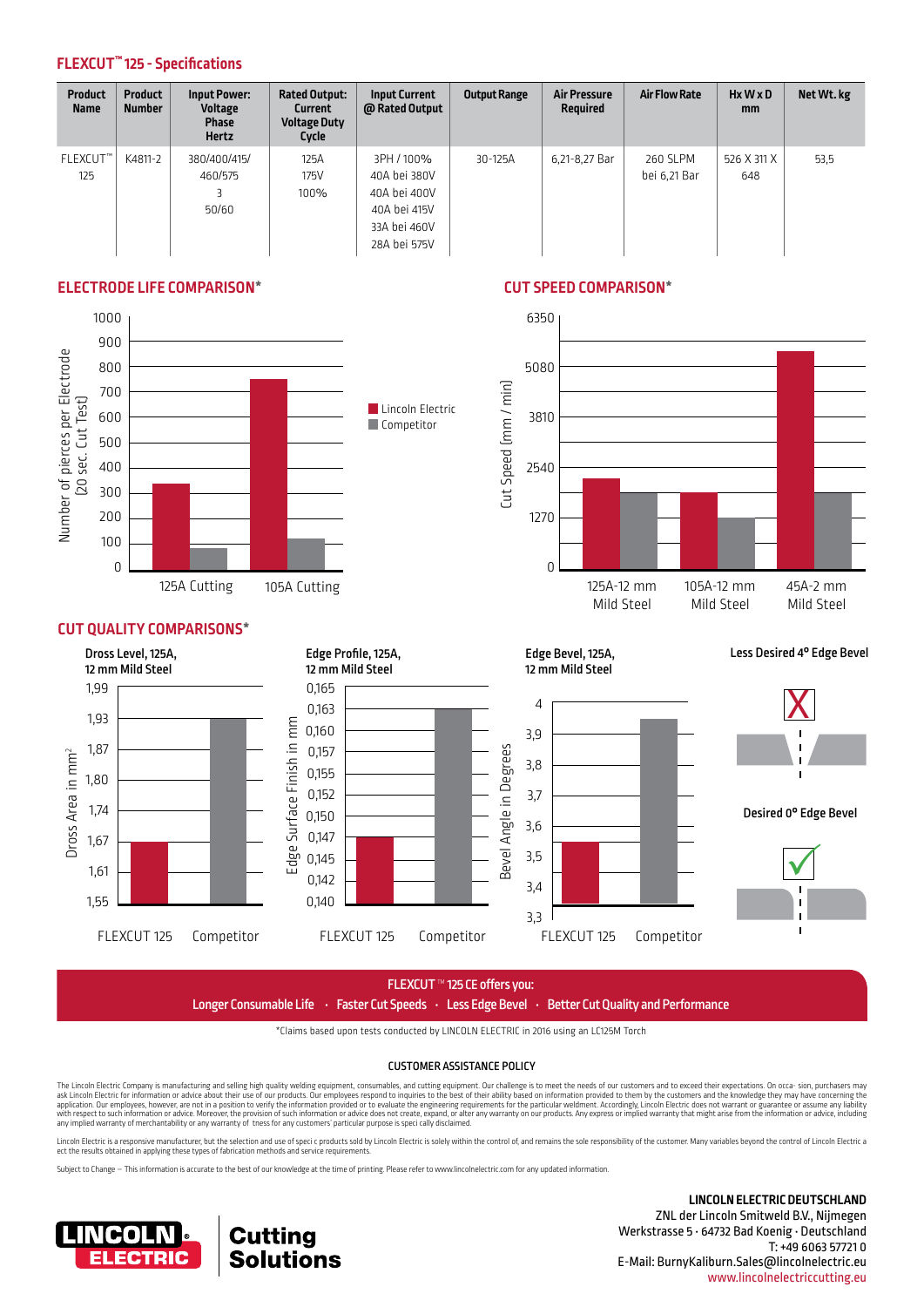## FLEXCUT™ 125 - Specifications

| Product Name | Product Number | Input Power: Voltage Phase Hertz | Rated Output: Current Voltage Duty Cycle | Input Current @ Rated Output | Output Range | Air Pressure Required | Air Flow Rate | H x W x D mm | Net Wt. kg |
|---|---|---|---|---|---|---|---|---|---|
| FLEXCUT™ 125 | K4811-2 | 380/400/415/ 460/575 3 50/60 | 125A 175V 100% | 3PH / 100% 40A bei 380V 40A bei 400V 40A bei 415V 33A bei 460V 28A bei 575V | 30-125A | 6,21-8,27 Bar | 260 SLPM bei 6,21 Bar | 526 X 311 X 648 | 53,5 |

## ELECTRODE LIFE COMPARISON*

Number of pierces per Electrode (20 sec. Cut Test)

1000
900
800
700
600
500
400
300
200
100
0

125A Cutting
105A Cutting

Lincoln Electric
Competitor

## CUT SPEED COMPARISON*

Cut Speed (mm / min)

6350
5080
3810
2540
1270
0

125A-12 mm Mild Steel
105A-12 mm Mild Steel
45A-2 mm Mild Steel

## CUT QUALITY COMPARISONS*

**Dross Level, 125A, 12 mm Mild Steel**

Dross Area in mm²

1,99
1,93
1,87
1,80
1,74
1,67
1,61
1,55

FLEXCUT 125
Competitor

**Edge Profile, 125A, 12 mm Mild Steel**

Edge Surface Finish in mm

0,165
0,163
0,160
0,157
0,155
0,152
0,150
0,147
0,145
0,142
0,140

FLEXCUT 125
Competitor

**Edge Bevel, 125A, 12 mm Mild Steel**

Bevel Angle in Degrees

4
3,9
3,8
3,7
3,6
3,5
3,4
3,3

FLEXCUT 125
Competitor

**Less Desired 4° Edge Bevel**

**Desired 0° Edge Bevel**

**FLEXCUT ™ 125 CE offers you:**
**Longer Consumable Life · Faster Cut Speeds · Less Edge Bevel · Better Cut Quality and Performance**

*Claims based upon tests conducted by LINCOLN ELECTRIC in 2016 using an LC125M Torch

### CUSTOMER ASSISTANCE POLICY

The Lincoln Electric Company is manufacturing and selling high quality welding equipment, consumables, and cutting equipment. Our challenge is to meet the needs of our customers and to exceed their expectations. On occa- sion, purchasers may ask Lincoln Electric for information or advice about their use of our products. Our employees respond to inquiries to the best of their ability based on information provided to them by the customers and the knowledge they may have concerning the application. Our employees, however, are not in a position to verify the information provided or to evaluate the engineering requirements for the particular weldment. Accordingly, Lincoln Electric does not warrant or guarantee or assume any liability with respect to such information or advice. Moreover, the provision of such information or advice does not create, expand, or alter any warranty on our products. Any express or implied warranty that might arise from the information or advice, including any implied warranty of merchantability or any warranty of tness for any customers' particular purpose is speci cally disclaimed.

Lincoln Electric is a responsive manufacturer, but the selection and use of speci c products sold by Lincoln Electric is solely within the control of, and remains the sole responsibility of the customer. Many variables beyond the control of Lincoln Electric a ect the results obtained in applying these types of fabrication methods and service requirements.

Subject to Change – This information is accurate to the best of our knowledge at the time of printing. Please refer to www.lincolnelectric.com for any updated information.

LINCOLN ELECTRIC
Cutting Solutions

**LINCOLN ELECTRIC DEUTSCHLAND**
ZNL der Lincoln Smitweld B.V., Nijmegen
Werkstrasse 5 · 64732 Bad Koenig · Deutschland
T: +49 6063 57721 0
E-Mail: BurnyKaliburn.Sales@lincolnelectric.eu
www.lincolnelectriccutting.eu